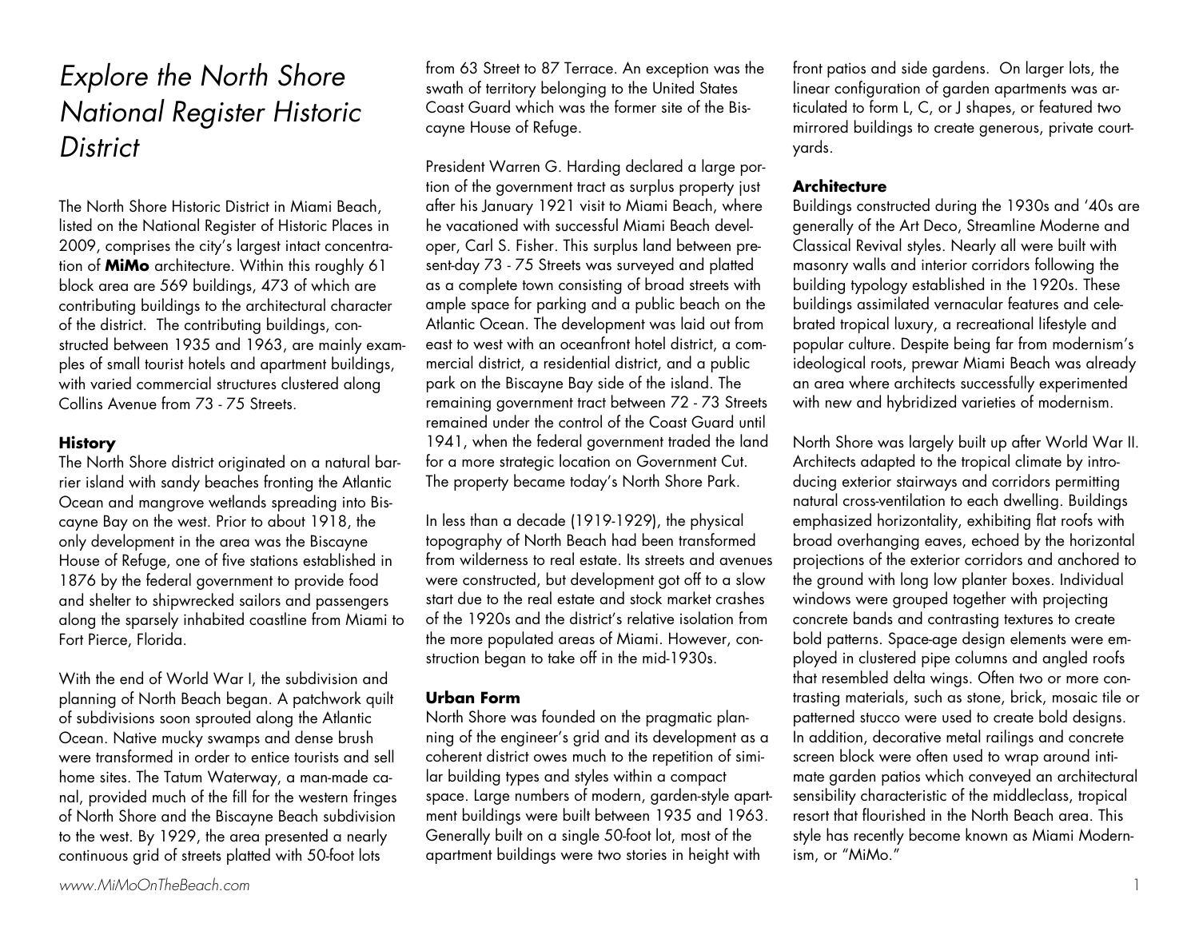# *Explore the North Shore National Register Historic District*

The North Shore Historic District in Miami Beach, listed on the National Register of Historic Places in 2009, comprises the city's largest intact concentration of **MiMo** architecture. Within this roughly 61 block area are 569 buildings, 473 of which are contributing buildings to the architectural character of the district. The contributing buildings, constructed between 1935 and 1963, are mainly examples of small tourist hotels and apartment buildings, with varied commercial structures clustered along Collins Avenue from 73 - 75 Streets.

### History

The North Shore district originated on a natural barrier island with sandy beaches fronting the Atlantic Ocean and mangrove wetlands spreading into Biscayne Bay on the west. Prior to about 1918, the only development in the area was the Biscayne House of Refuge, one of five stations established in 1876 by the federal government to provide food and shelter to shipwrecked sailors and passengers along the sparsely inhabited coastline from Miami to Fort Pierce, Florida.

With the end of World War I, the subdivision and planning of North Beach began. A patchwork quilt of subdivisions soon sprouted along the Atlantic Ocean. Native mucky swamps and dense brush were transformed in order to entice tourists and sell home sites. The Tatum Waterway, a man-made canal, provided much of the fill for the western fringes of North Shore and the Biscayne Beach subdivision to the west. By 1929, the area presented a nearly continuous grid of streets platted with 50-foot lots from 63 Street to 87 Terrace. An exception was the swath of territory belonging to the United States Coast Guard which was the former site of the Biscayne House of Refuge.

President Warren G. Harding declared a large portion of the government tract as surplus property just after his January 1921 visit to Miami Beach, where he vacationed with successful Miami Beach developer, Carl S. Fisher. This surplus land between present-day 73 - 75 Streets was surveyed and platted as a complete town consisting of broad streets with ample space for parking and a public beach on the Atlantic Ocean. The development was laid out from east to west with an oceanfront hotel district, a commercial district, a residential district, and a public park on the Biscayne Bay side of the island. The remaining government tract between 72 - 73 Streets remained under the control of the Coast Guard until 1941, when the federal government traded the land for a more strategic location on Government Cut. The property became today's North Shore Park.

In less than a decade (1919-1929), the physical topography of North Beach had been transformed from wilderness to real estate. Its streets and avenues were constructed, but development got off to a slow start due to the real estate and stock market crashes of the 1920s and the district's relative isolation from the more populated areas of Miami. However, construction began to take off in the mid-1930s.

### Urban Form

North Shore was founded on the pragmatic planning of the engineer's grid and its development as a coherent district owes much to the repetition of similar building types and styles within a compact space. Large numbers of modern, garden-style apartment buildings were built between 1935 and 1963. Generally built on a single 50-foot lot, most of the apartment buildings were two stories in height with front patios and side gardens. On larger lots, the linear configuration of garden apartments was articulated to form L, C, or J shapes, or featured two mirrored buildings to create generous, private courtyards.

### Architecture

Buildings constructed during the 1930s and '40s are generally of the Art Deco, Streamline Moderne and Classical Revival styles. Nearly all were built with masonry walls and interior corridors following the building typology established in the 1920s. These buildings assimilated vernacular features and celebrated tropical luxury, a recreational lifestyle and popular culture. Despite being far from modernism's ideological roots, prewar Miami Beach was already an area where architects successfully experimented with new and hybridized varieties of modernism.

North Shore was largely built up after World War II. Architects adapted to the tropical climate by introducing exterior stairways and corridors permitting natural cross-ventilation to each dwelling. Buildings emphasized horizontality, exhibiting flat roofs with broad overhanging eaves, echoed by the horizontal projections of the exterior corridors and anchored to the ground with long low planter boxes. Individual windows were grouped together with projecting concrete bands and contrasting textures to create bold patterns. Space-age design elements were employed in clustered pipe columns and angled roofs that resembled delta wings. Often two or more contrasting materials, such as stone, brick, mosaic tile or patterned stucco were used to create bold designs. In addition, decorative metal railings and concrete screen block were often used to wrap around intimate garden patios which conveyed an architectural sensibility characteristic of the middleclass, tropical resort that flourished in the North Beach area. This style has recently become known as Miami Modernism, or "MiMo."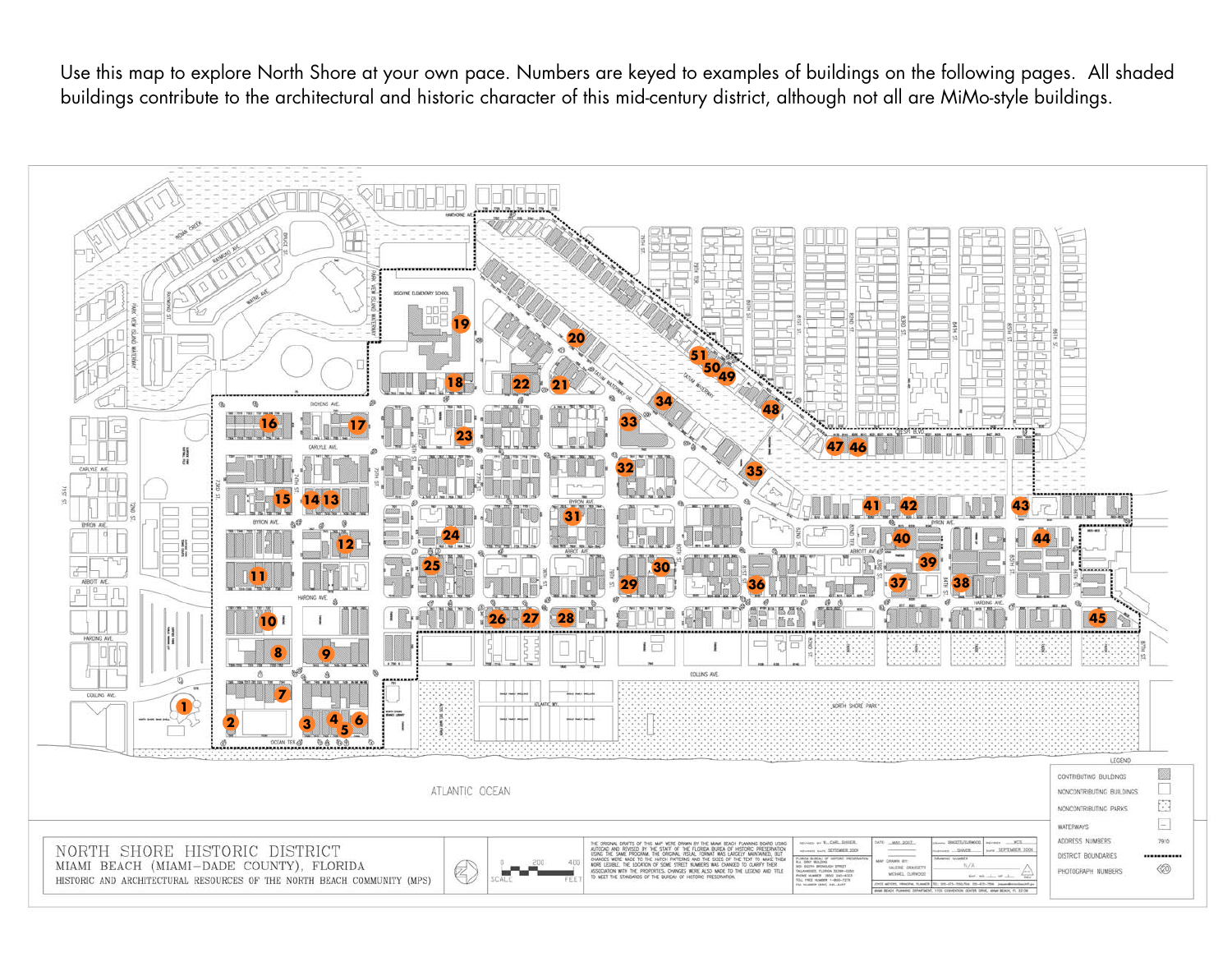Use this map to explore North Shore at your own pace. Numbers are keyed to examples of buildings on the following pages. All shaded buildings contribute to the architectural and historic character of this mid-century district, although not all are MiMo-style buildings.

## NORTH SHORE HISTORIC DISTRICT

MIAMI BEACH (MIAMI-DADE COUNTY), FLORIDA

HISTORIC AND ARCHITECTURAL RESOURCES OF THE NORTH BEACH COMMUNITY (MPS)

**LEGEND**

- CONTRIBUTING BUILDINGS
- NONCONTRIBUTING BUILDINGS
- NONCONTRIBUTING PARKS
- WATERWAYS
- ADDRESS NUMBERS
- DISTRICT BOUNDARIES
- PHOTOGRAPH NUMBERS

ATLANTIC OCEAN

THE ORIGINAL DRAFTS OF THIS MAP WERE DRAWN BY THE MIAMI BEACH PLANNING BOARD USING AUTOCAD AND REVISED BY THE STAFF OF THE FLORIDA BUREAU OF HISTORIC PRESERVATION USING THE SAME PROGRAM. THE ORIGINAL VISUAL FORMAT WAS LARGELY MAINTAINED, BUT CHANGES WERE MADE TO THE HATCH PATTERNS AND THE SIZES OF THE TEXT TO MAKE THEM MORE LEGIBLE. THE LOCATION OF SOME STREET NUMBERS WAS CHANGED TO CLARIFY THEIR ASSOCIATION WITH THE PROPERTIES. CHANGES WERE ALSO MADE TO THE LEGEND AND TITLE TO MEET THE STANDARDS OF THE BUREAU OF HISTORIC PRESERVATION.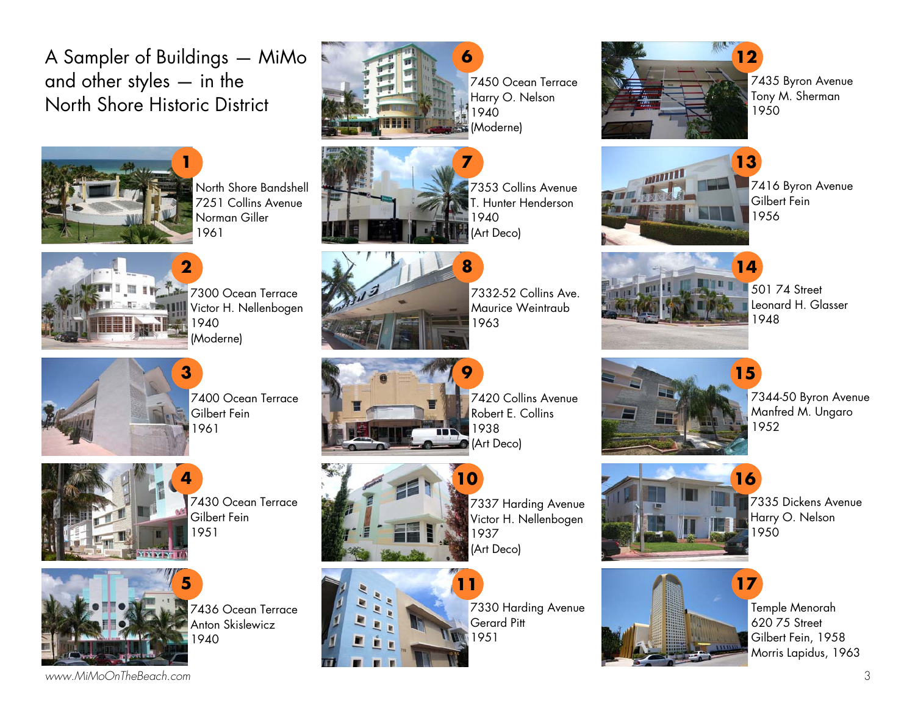# A Sampler of Buildings — MiMo and other styles — in the North Shore Historic District

**1**
North Shore Bandshell
7251 Collins Avenue
Norman Giller
1961

**2**
7300 Ocean Terrace
Victor H. Nellenbogen
1940
(Moderne)

**3**
7400 Ocean Terrace
Gilbert Fein
1961

**4**
7430 Ocean Terrace
Gilbert Fein
1951

**5**
7436 Ocean Terrace
Anton Skislewicz
1940

**6**
7450 Ocean Terrace
Harry O. Nelson
1940
(Moderne)

**7**
7353 Collins Avenue
T. Hunter Henderson
1940
(Art Deco)

**8**
7332-52 Collins Ave.
Maurice Weintraub
1963

**9**
7420 Collins Avenue
Robert E. Collins
1938
(Art Deco)

**10**
7337 Harding Avenue
Victor H. Nellenbogen
1937
(Art Deco)

**11**
7330 Harding Avenue
Gerard Pitt
1951

**12**
7435 Byron Avenue
Tony M. Sherman
1950

**13**
7416 Byron Avenue
Gilbert Fein
1956

**14**
501 74 Street
Leonard H. Glasser
1948

**15**
7344-50 Byron Avenue
Manfred M. Ungaro
1952

**16**
7335 Dickens Avenue
Harry O. Nelson
1950

**17**
Temple Menorah
620 75 Street
Gilbert Fein, 1958
Morris Lapidus, 1963

*www.MiMoOnTheBeach.com*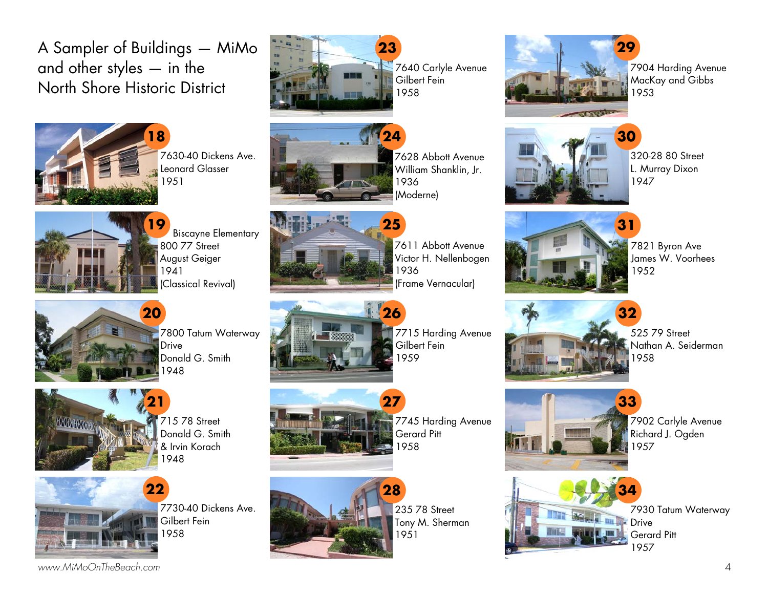# A Sampler of Buildings — MiMo and other styles — in the North Shore Historic District

**18**
7630-40 Dickens Ave.
Leonard Glasser
1951

**19**
Biscayne Elementary
800 77 Street
August Geiger
1941
(Classical Revival)

**20**
7800 Tatum Waterway Drive
Donald G. Smith
1948

**21**
715 78 Street
Donald G. Smith
& Irvin Korach
1948

**22**
7730-40 Dickens Ave.
Gilbert Fein
1958

**23**
7640 Carlyle Avenue
Gilbert Fein
1958

**24**
7628 Abbott Avenue
William Shanklin, Jr.
1936
(Moderne)

**25**
7611 Abbott Avenue
Victor H. Nellenbogen
1936
(Frame Vernacular)

**26**
7715 Harding Avenue
Gilbert Fein
1959

**27**
7745 Harding Avenue
Gerard Pitt
1958

**28**
235 78 Street
Tony M. Sherman
1951

**29**
7904 Harding Avenue
MacKay and Gibbs
1953

**30**
320-28 80 Street
L. Murray Dixon
1947

**31**
7821 Byron Ave
James W. Voorhees
1952

**32**
525 79 Street
Nathan A. Seiderman
1958

**33**
7902 Carlyle Avenue
Richard J. Ogden
1957

**34**
7930 Tatum Waterway Drive
Gerard Pitt
1957

*www.MiMoOnTheBeach.com*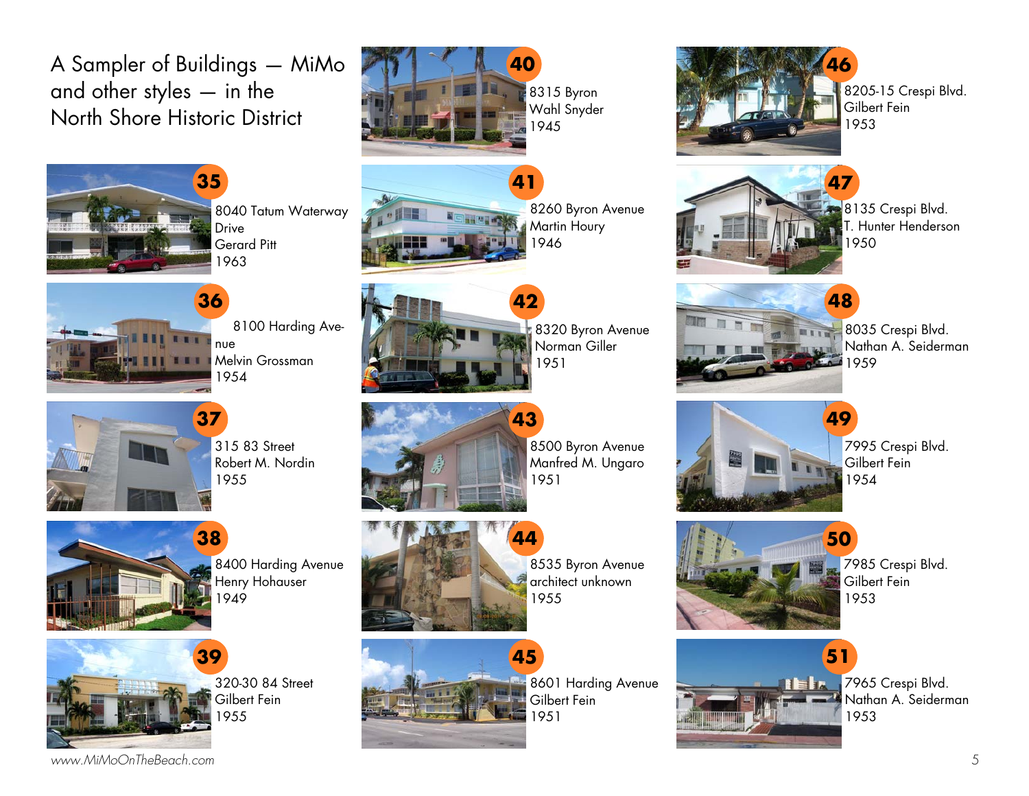# A Sampler of Buildings — MiMo and other styles — in the North Shore Historic District

**35**
8040 Tatum Waterway Drive
Gerard Pitt
1963

**36**
8100 Harding Avenue
Melvin Grossman
1954

**37**
315 83 Street
Robert M. Nordin
1955

**38**
8400 Harding Avenue
Henry Hohauser
1949

**39**
320-30 84 Street
Gilbert Fein
1955

**40**
8315 Byron
Wahl Snyder
1945

**41**
8260 Byron Avenue
Martin Houry
1946

**42**
8320 Byron Avenue
Norman Giller
1951

**43**
8500 Byron Avenue
Manfred M. Ungaro
1951

**44**
8535 Byron Avenue
architect unknown
1955

**45**
8601 Harding Avenue
Gilbert Fein
1951

**46**
8205-15 Crespi Blvd.
Gilbert Fein
1953

**47**
8135 Crespi Blvd.
T. Hunter Henderson
1950

**48**
8035 Crespi Blvd.
Nathan A. Seiderman
1959

**49**
7995 Crespi Blvd.
Gilbert Fein
1954

**50**
7985 Crespi Blvd.
Gilbert Fein
1953

**51**
7965 Crespi Blvd.
Nathan A. Seiderman
1953

*www.MiMoOnTheBeach.com*